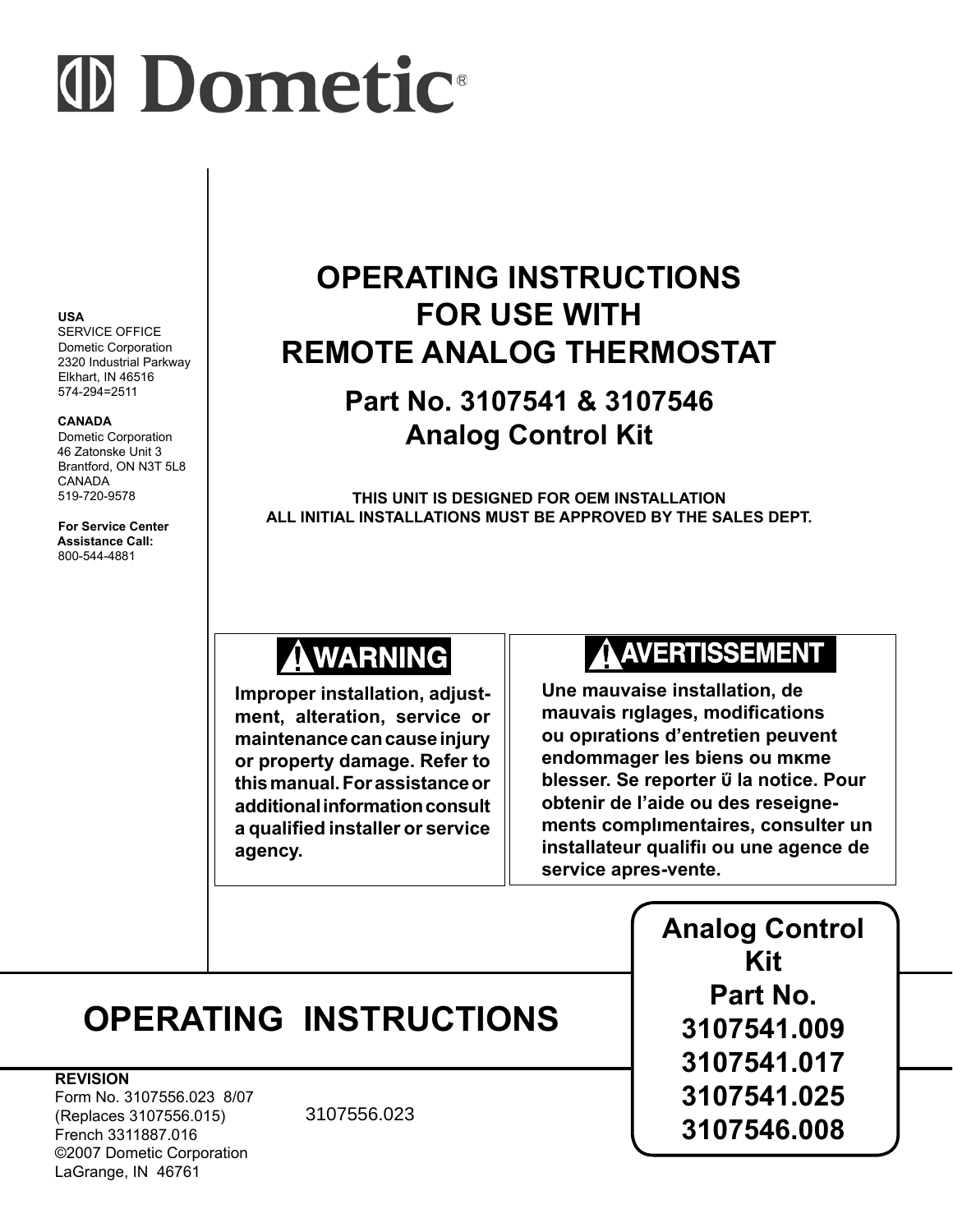# Dometic®

**USA**
SERVICE OFFICE
Dometic Corporation
2320 Industrial Parkway
Elkhart, IN 46516
574-294=2511

**CANADA**
Dometic Corporation
46 Zatonske Unit 3
Brantford, ON N3T 5L8
CANADA
519-720-9578

**For Service Center Assistance Call:**
800-544-4881

## OPERATING INSTRUCTIONS FOR USE WITH REMOTE ANALOG THERMOSTAT

### Part No. 3107541 & 3107546 Analog Control Kit

**THIS UNIT IS DESIGNED FOR OEM INSTALLATION**
**ALL INITIAL INSTALLATIONS MUST BE APPROVED BY THE SALES DEPT.**

**⚠ WARNING**

**Improper installation, adjustment, alteration, service or maintenance can cause injury or property damage. Refer to this manual. For assistance or additional information consult a qualified installer or service agency.**

**⚠ AVERTISSEMENT**

**Une mauvaise installation, de mauvais rıglages, modifications ou opırations d'entretien peuvent endommager les biens ou mкme blesser. Se reporter ŭ la notice. Pour obtenir de l'aide ou des reseignements complımentaires, consulter un installateur qualifiı ou une agence de service apres-vente.**

**Analog Control Kit**
**Part No.**
**3107541.009**
**3107541.017**
**3107541.025**
**3107546.008**

# OPERATING INSTRUCTIONS

**REVISION**
Form No. 3107556.023 8/07
(Replaces 3107556.015)
French 3311887.016
©2007 Dometic Corporation
LaGrange, IN 46761

3107556.023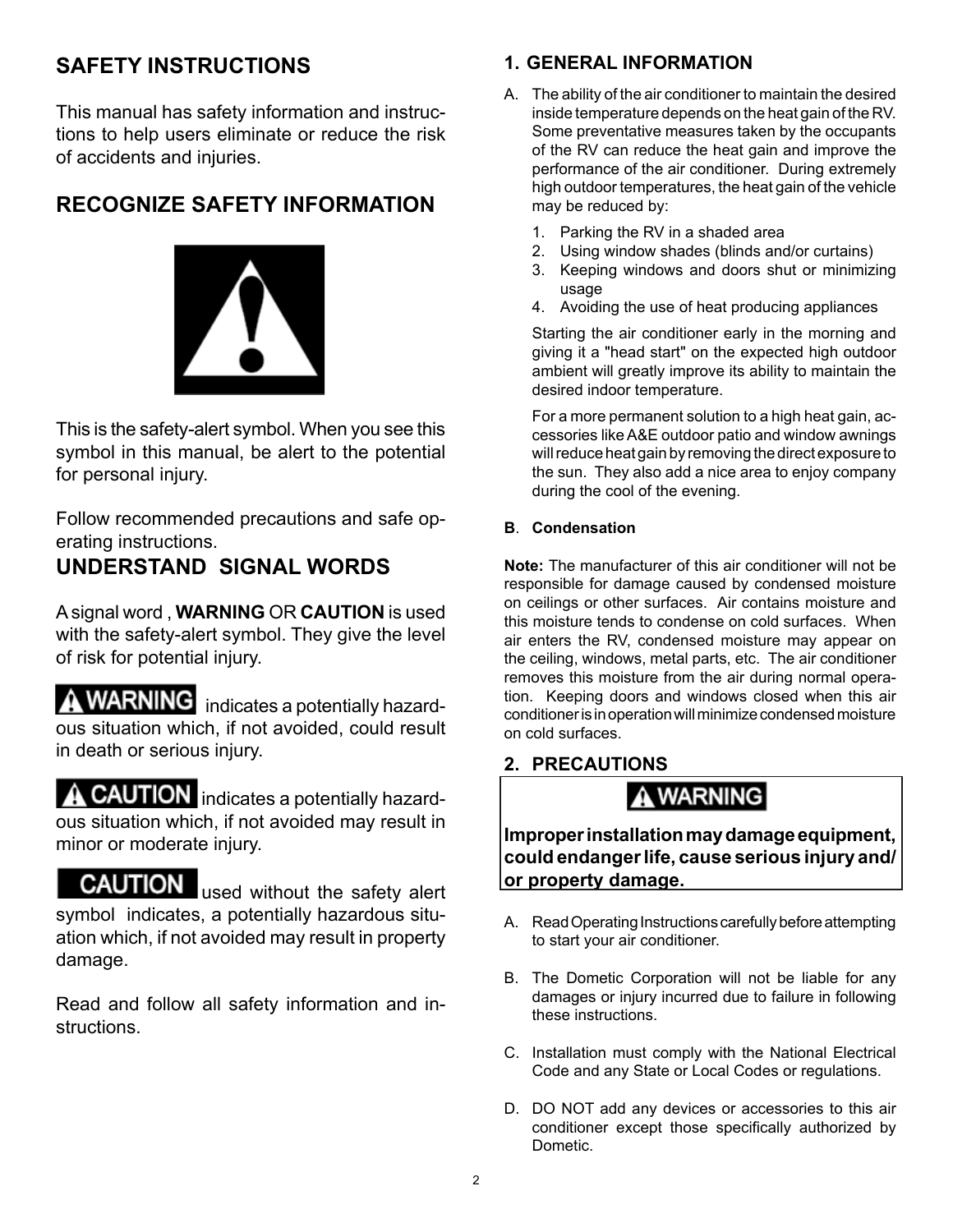## SAFETY INSTRUCTIONS

This manual has safety information and instructions to help users eliminate or reduce the risk of accidents and injuries.

## RECOGNIZE SAFETY INFORMATION

This is the safety-alert symbol. When you see this symbol in this manual, be alert to the potential for personal injury.

Follow recommended precautions and safe operating instructions.

## UNDERSTAND SIGNAL WORDS

A signal word , **WARNING** OR **CAUTION** is used with the safety-alert symbol. They give the level of risk for potential injury.

**⚠ WARNING** indicates a potentially hazardous situation which, if not avoided, could result in death or serious injury.

**⚠ CAUTION** indicates a potentially hazardous situation which, if not avoided may result in minor or moderate injury.

**CAUTION** used without the safety alert symbol indicates, a potentially hazardous situation which, if not avoided may result in property damage.

Read and follow all safety information and instructions.

### 1. GENERAL INFORMATION

A. The ability of the air conditioner to maintain the desired inside temperature depends on the heat gain of the RV. Some preventative measures taken by the occupants of the RV can reduce the heat gain and improve the performance of the air conditioner. During extremely high outdoor temperatures, the heat gain of the vehicle may be reduced by:

1. Parking the RV in a shaded area
2. Using window shades (blinds and/or curtains)
3. Keeping windows and doors shut or minimizing usage
4. Avoiding the use of heat producing appliances

Starting the air conditioner early in the morning and giving it a "head start" on the expected high outdoor ambient will greatly improve its ability to maintain the desired indoor temperature.

For a more permanent solution to a high heat gain, accessories like A&E outdoor patio and window awnings will reduce heat gain by removing the direct exposure to the sun. They also add a nice area to enjoy company during the cool of the evening.

**B**. **Condensation**

**Note:** The manufacturer of this air conditioner will not be responsible for damage caused by condensed moisture on ceilings or other surfaces. Air contains moisture and this moisture tends to condense on cold surfaces. When air enters the RV, condensed moisture may appear on the ceiling, windows, metal parts, etc. The air conditioner removes this moisture from the air during normal operation. Keeping doors and windows closed when this air conditioner is in operation will minimize condensed moisture on cold surfaces.

### 2. PRECAUTIONS

**⚠ WARNING**

**Improper installation may damage equipment, could endanger life, cause serious injury and/or property damage.**

A. Read Operating Instructions carefully before attempting to start your air conditioner.

B. The Dometic Corporation will not be liable for any damages or injury incurred due to failure in following these instructions.

C. Installation must comply with the National Electrical Code and any State or Local Codes or regulations.

D. DO NOT add any devices or accessories to this air conditioner except those specifically authorized by Dometic.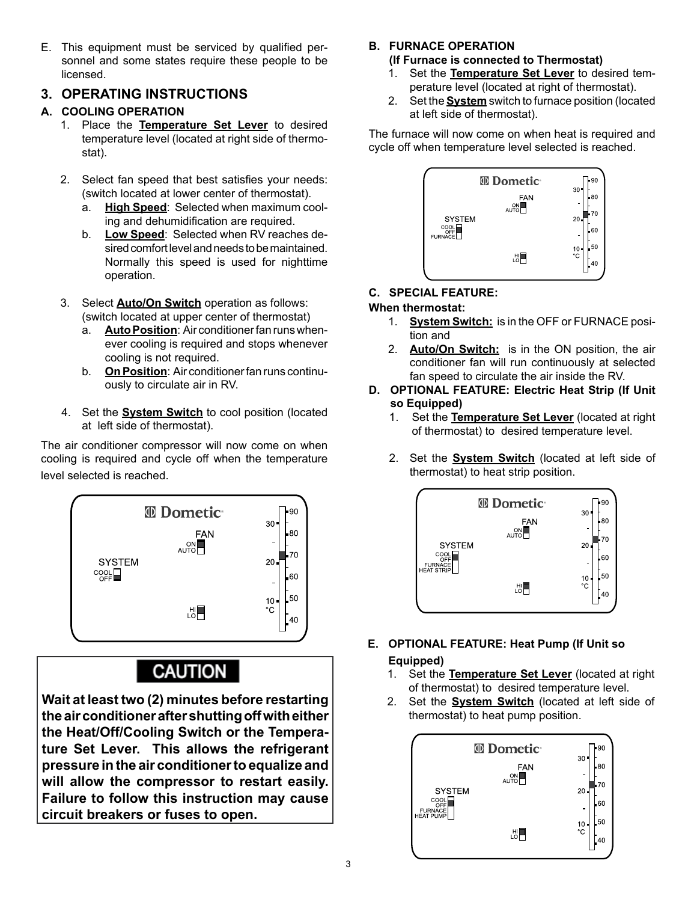E. This equipment must be serviced by qualified personnel and some states require these people to be licensed.

## 3. OPERATING INSTRUCTIONS

### A. COOLING OPERATION

1. Place the **Temperature Set Lever** to desired temperature level (located at right side of thermostat).

2. Select fan speed that best satisfies your needs: (switch located at lower center of thermostat).
   a. **High Speed**: Selected when maximum cooling and dehumidification are required.
   b. **Low Speed**: Selected when RV reaches desired comfort level and needs to be maintained. Normally this speed is used for nighttime operation.

3. Select **Auto/On Switch** operation as follows: (switch located at upper center of thermostat)
   a. **Auto Position**: Air conditioner fan runs whenever cooling is required and stops whenever cooling is not required.
   b. **On Position**: Air conditioner fan runs continuously to circulate air in RV.

4. Set the **System Switch** to cool position (located at left side of thermostat).

The air conditioner compressor will now come on when cooling is required and cycle off when the temperature level selected is reached.

**CAUTION**

**Wait at least two (2) minutes before restarting the air conditioner after shutting off with either the Heat/Off/Cooling Switch or the Temperature Set Lever. This allows the refrigerant pressure in the air conditioner to equalize and will allow the compressor to restart easily. Failure to follow this instruction may cause circuit breakers or fuses to open.**

### B. FURNACE OPERATION (If Furnace is connected to Thermostat)

1. Set the **Temperature Set Lever** to desired temperature level (located at right of thermostat).
2. Set the **System** switch to furnace position (located at left side of thermostat).

The furnace will now come on when heat is required and cycle off when temperature level selected is reached.

### C. SPECIAL FEATURE:

**When thermostat:**

1. **System Switch:** is in the OFF or FURNACE position and
2. **Auto/On Switch:** is in the ON position, the air conditioner fan will run continuously at selected fan speed to circulate the air inside the RV.

### D. OPTIONAL FEATURE: Electric Heat Strip (If Unit so Equipped)

1. Set the **Temperature Set Lever** (located at right of thermostat) to desired temperature level.
2. Set the **System Switch** (located at left side of thermostat) to heat strip position.

### E. OPTIONAL FEATURE: Heat Pump (If Unit so Equipped)

1. Set the **Temperature Set Lever** (located at right of thermostat) to desired temperature level.
2. Set the **System Switch** (located at left side of thermostat) to heat pump position.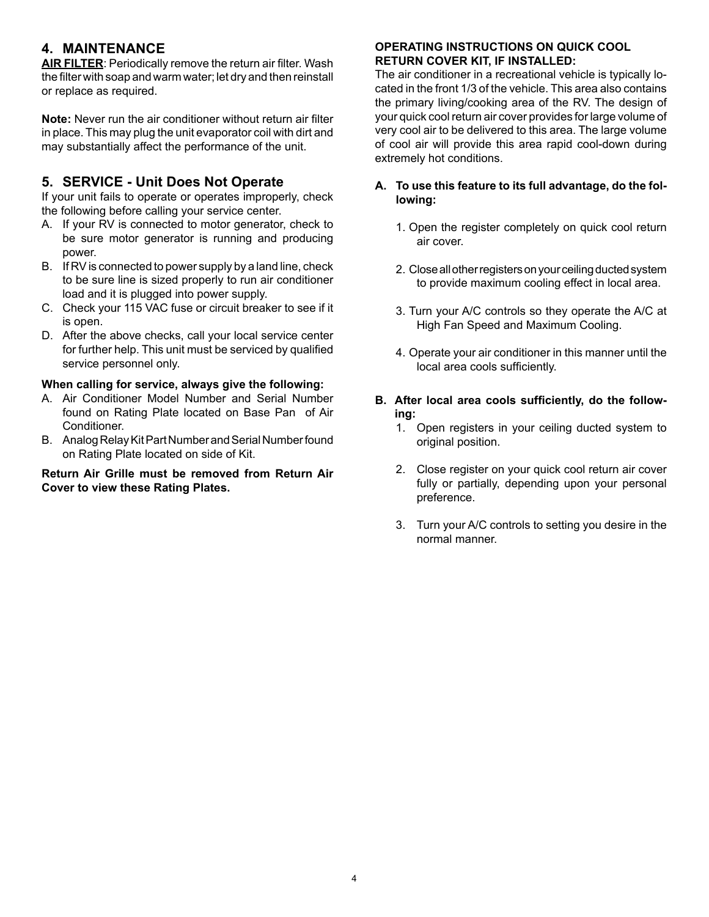## 4. MAINTENANCE

**AIR FILTER**: Periodically remove the return air filter. Wash the filter with soap and warm water; let dry and then reinstall or replace as required.

**Note:** Never run the air conditioner without return air filter in place. This may plug the unit evaporator coil with dirt and may substantially affect the performance of the unit.

## 5. SERVICE - Unit Does Not Operate

If your unit fails to operate or operates improperly, check the following before calling your service center.

A. If your RV is connected to motor generator, check to be sure motor generator is running and producing power.
B. If RV is connected to power supply by a land line, check to be sure line is sized properly to run air conditioner load and it is plugged into power supply.
C. Check your 115 VAC fuse or circuit breaker to see if it is open.
D. After the above checks, call your local service center for further help. This unit must be serviced by qualified service personnel only.

**When calling for service, always give the following:**

A. Air Conditioner Model Number and Serial Number found on Rating Plate located on Base Pan of Air Conditioner.
B. Analog Relay Kit Part Number and Serial Number found on Rating Plate located on side of Kit.

**Return Air Grille must be removed from Return Air Cover to view these Rating Plates.**

**OPERATING INSTRUCTIONS ON QUICK COOL RETURN COVER KIT, IF INSTALLED:**

The air conditioner in a recreational vehicle is typically located in the front 1/3 of the vehicle. This area also contains the primary living/cooking area of the RV. The design of your quick cool return air cover provides for large volume of very cool air to be delivered to this area. The large volume of cool air will provide this area rapid cool-down during extremely hot conditions.

**A. To use this feature to its full advantage, do the following:**

1. Open the register completely on quick cool return air cover.
2. Close all other registers on your ceiling ducted system to provide maximum cooling effect in local area.
3. Turn your A/C controls so they operate the A/C at High Fan Speed and Maximum Cooling.
4. Operate your air conditioner in this manner until the local area cools sufficiently.

**B. After local area cools sufficiently, do the following:**

1. Open registers in your ceiling ducted system to original position.
2. Close register on your quick cool return air cover fully or partially, depending upon your personal preference.
3. Turn your A/C controls to setting you desire in the normal manner.